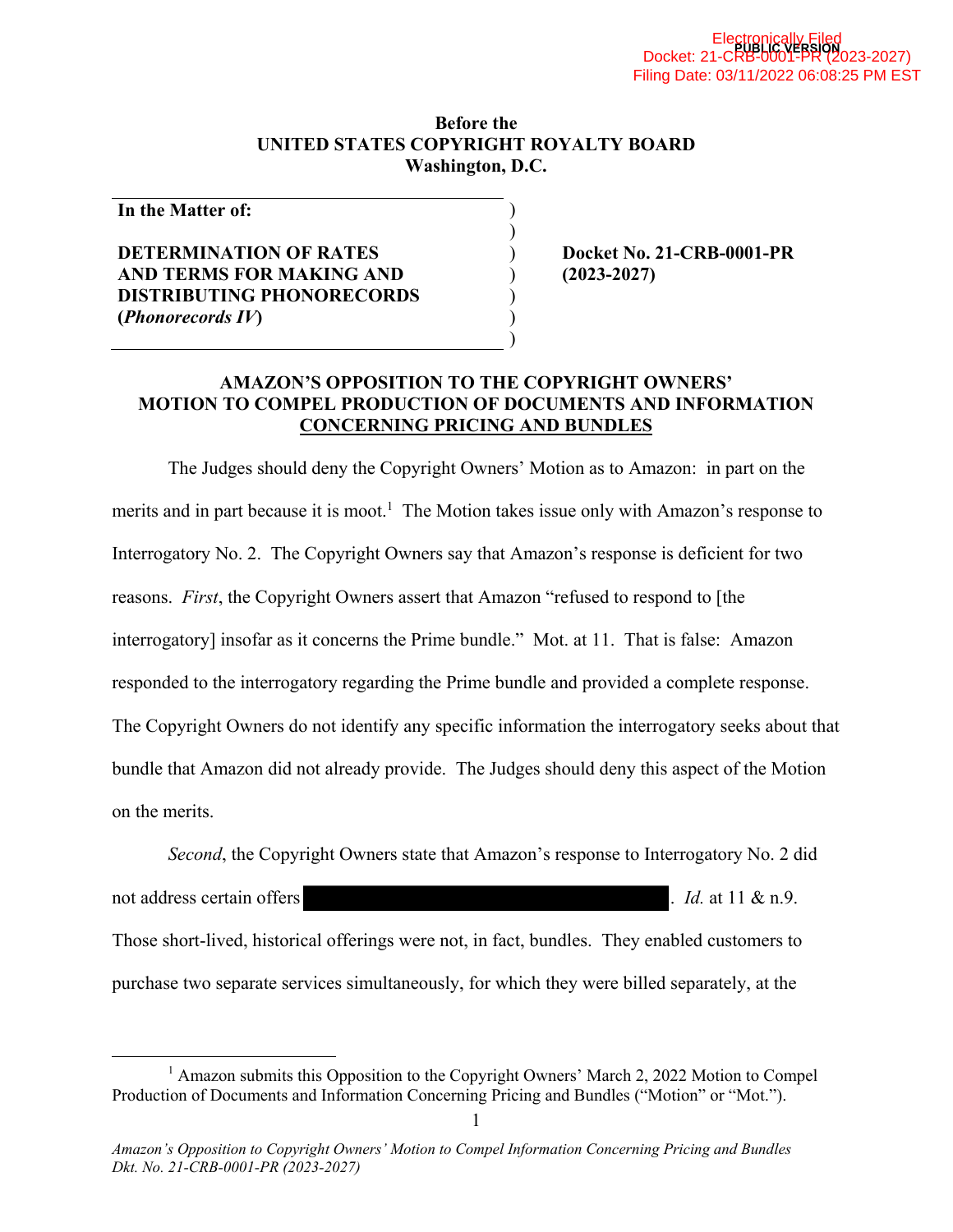Electronically Filed
Docket: 21-CRB-0001-PR (2023-2027)
Filing Date: 03/11/2022 06:08:25 PM EST

PUBLIC VERSION

**Before the**
**UNITED STATES COPYRIGHT ROYALTY BOARD**
**Washington, D.C.**

**In the Matter of:**

**DETERMINATION OF RATES AND TERMS FOR MAKING AND DISTRIBUTING PHONORECORDS (*Phonorecords IV*)**

**Docket No. 21-CRB-0001-PR (2023-2027)**

## AMAZON'S OPPOSITION TO THE COPYRIGHT OWNERS' MOTION TO COMPEL PRODUCTION OF DOCUMENTS AND INFORMATION CONCERNING PRICING AND BUNDLES

The Judges should deny the Copyright Owners' Motion as to Amazon: in part on the merits and in part because it is moot.[1] The Motion takes issue only with Amazon's response to Interrogatory No. 2. The Copyright Owners say that Amazon's response is deficient for two reasons. *First*, the Copyright Owners assert that Amazon "refused to respond to [the interrogatory] insofar as it concerns the Prime bundle." Mot. at 11. That is false: Amazon responded to the interrogatory regarding the Prime bundle and provided a complete response. The Copyright Owners do not identify any specific information the interrogatory seeks about that bundle that Amazon did not already provide. The Judges should deny this aspect of the Motion on the merits.

*Second*, the Copyright Owners state that Amazon's response to Interrogatory No. 2 did not address certain offers [REDACTED]. *Id.* at 11 & n.9. Those short-lived, historical offerings were not, in fact, bundles. They enabled customers to purchase two separate services simultaneously, for which they were billed separately, at the

[1] Amazon submits this Opposition to the Copyright Owners' March 2, 2022 Motion to Compel Production of Documents and Information Concerning Pricing and Bundles ("Motion" or "Mot.").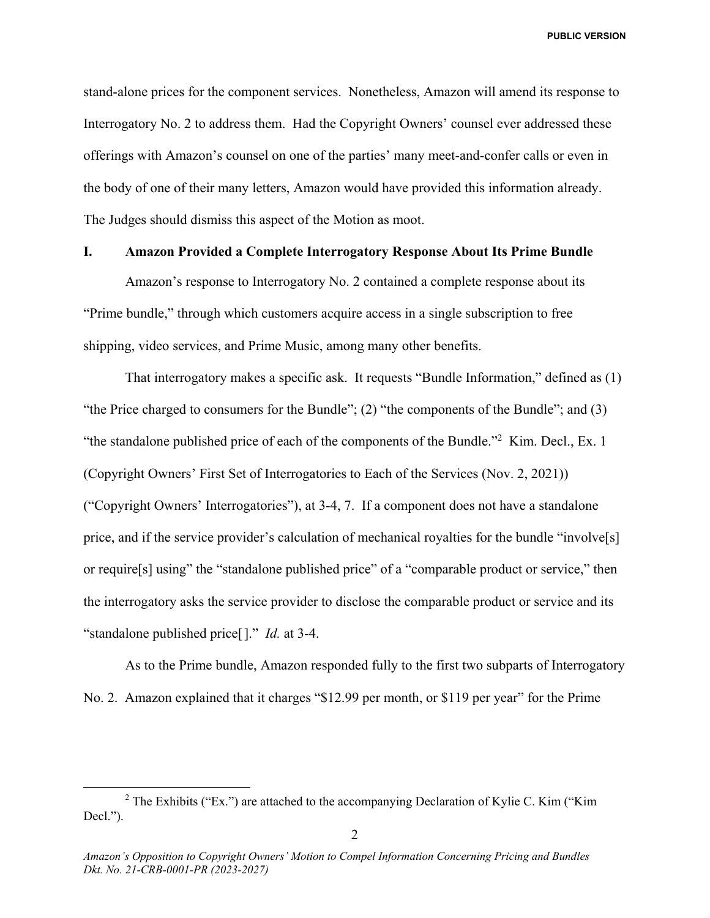stand-alone prices for the component services. Nonetheless, Amazon will amend its response to Interrogatory No. 2 to address them. Had the Copyright Owners' counsel ever addressed these offerings with Amazon's counsel on one of the parties' many meet-and-confer calls or even in the body of one of their many letters, Amazon would have provided this information already. The Judges should dismiss this aspect of the Motion as moot.

## I. Amazon Provided a Complete Interrogatory Response About Its Prime Bundle

Amazon's response to Interrogatory No. 2 contained a complete response about its "Prime bundle," through which customers acquire access in a single subscription to free shipping, video services, and Prime Music, among many other benefits.

That interrogatory makes a specific ask. It requests "Bundle Information," defined as (1) "the Price charged to consumers for the Bundle"; (2) "the components of the Bundle"; and (3) "the standalone published price of each of the components of the Bundle."[2] Kim. Decl., Ex. 1 (Copyright Owners' First Set of Interrogatories to Each of the Services (Nov. 2, 2021)) ("Copyright Owners' Interrogatories"), at 3-4, 7. If a component does not have a standalone price, and if the service provider's calculation of mechanical royalties for the bundle "involve[s] or require[s] using" the "standalone published price" of a "comparable product or service," then the interrogatory asks the service provider to disclose the comparable product or service and its "standalone published price[ ]." *Id.* at 3-4.

As to the Prime bundle, Amazon responded fully to the first two subparts of Interrogatory No. 2. Amazon explained that it charges "$12.99 per month, or $119 per year" for the Prime

[2] The Exhibits ("Ex.") are attached to the accompanying Declaration of Kylie C. Kim ("Kim Decl.").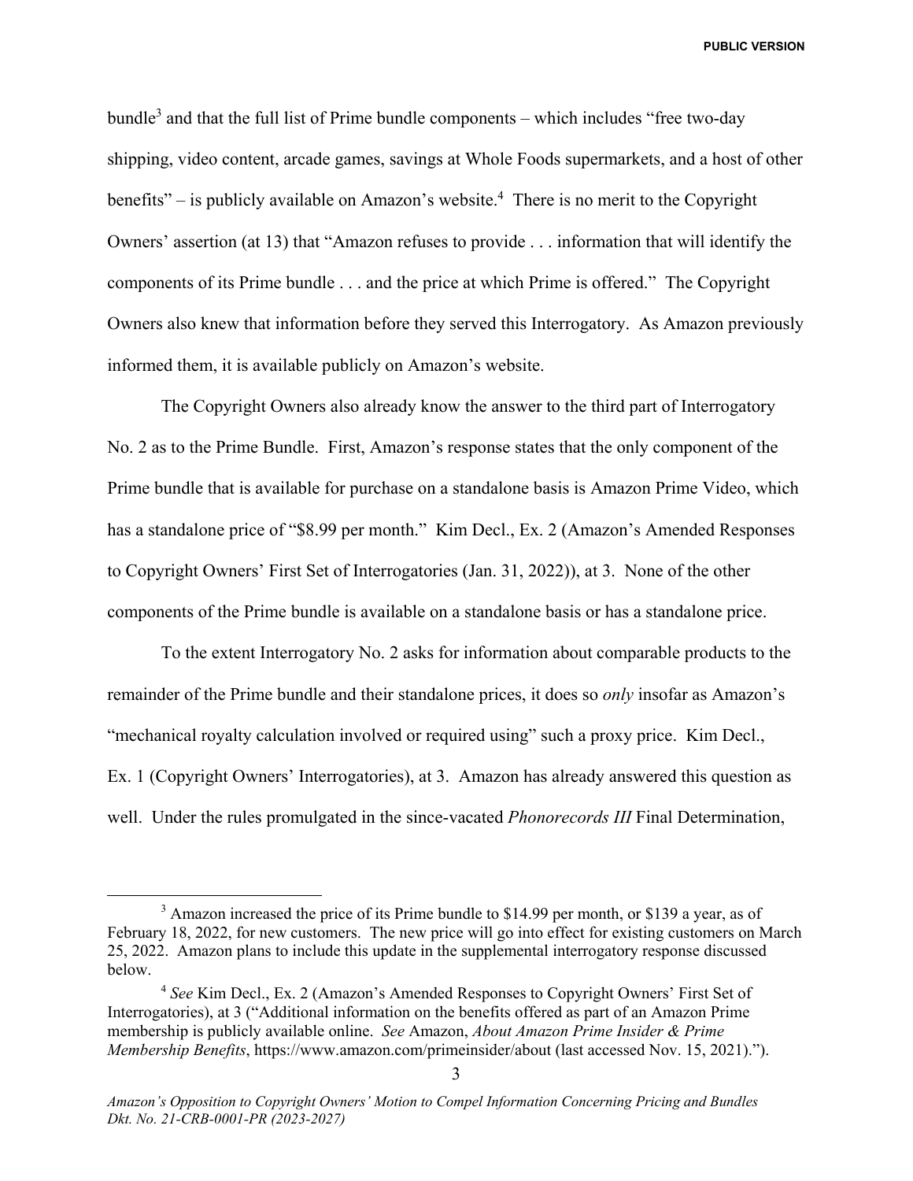bundle[3] and that the full list of Prime bundle components – which includes "free two-day shipping, video content, arcade games, savings at Whole Foods supermarkets, and a host of other benefits" – is publicly available on Amazon's website.[4] There is no merit to the Copyright Owners' assertion (at 13) that "Amazon refuses to provide . . . information that will identify the components of its Prime bundle . . . and the price at which Prime is offered." The Copyright Owners also knew that information before they served this Interrogatory. As Amazon previously informed them, it is available publicly on Amazon's website.

The Copyright Owners also already know the answer to the third part of Interrogatory No. 2 as to the Prime Bundle. First, Amazon's response states that the only component of the Prime bundle that is available for purchase on a standalone basis is Amazon Prime Video, which has a standalone price of "$8.99 per month." Kim Decl., Ex. 2 (Amazon's Amended Responses to Copyright Owners' First Set of Interrogatories (Jan. 31, 2022)), at 3. None of the other components of the Prime bundle is available on a standalone basis or has a standalone price.

To the extent Interrogatory No. 2 asks for information about comparable products to the remainder of the Prime bundle and their standalone prices, it does so *only* insofar as Amazon's "mechanical royalty calculation involved or required using" such a proxy price. Kim Decl., Ex. 1 (Copyright Owners' Interrogatories), at 3. Amazon has already answered this question as well. Under the rules promulgated in the since-vacated *Phonorecords III* Final Determination,

---

[3] Amazon increased the price of its Prime bundle to $14.99 per month, or $139 a year, as of February 18, 2022, for new customers. The new price will go into effect for existing customers on March 25, 2022. Amazon plans to include this update in the supplemental interrogatory response discussed below.

[4] *See* Kim Decl., Ex. 2 (Amazon's Amended Responses to Copyright Owners' First Set of Interrogatories), at 3 ("Additional information on the benefits offered as part of an Amazon Prime membership is publicly available online. *See* Amazon, *About Amazon Prime Insider & Prime Membership Benefits*, https://www.amazon.com/primeinsider/about (last accessed Nov. 15, 2021).").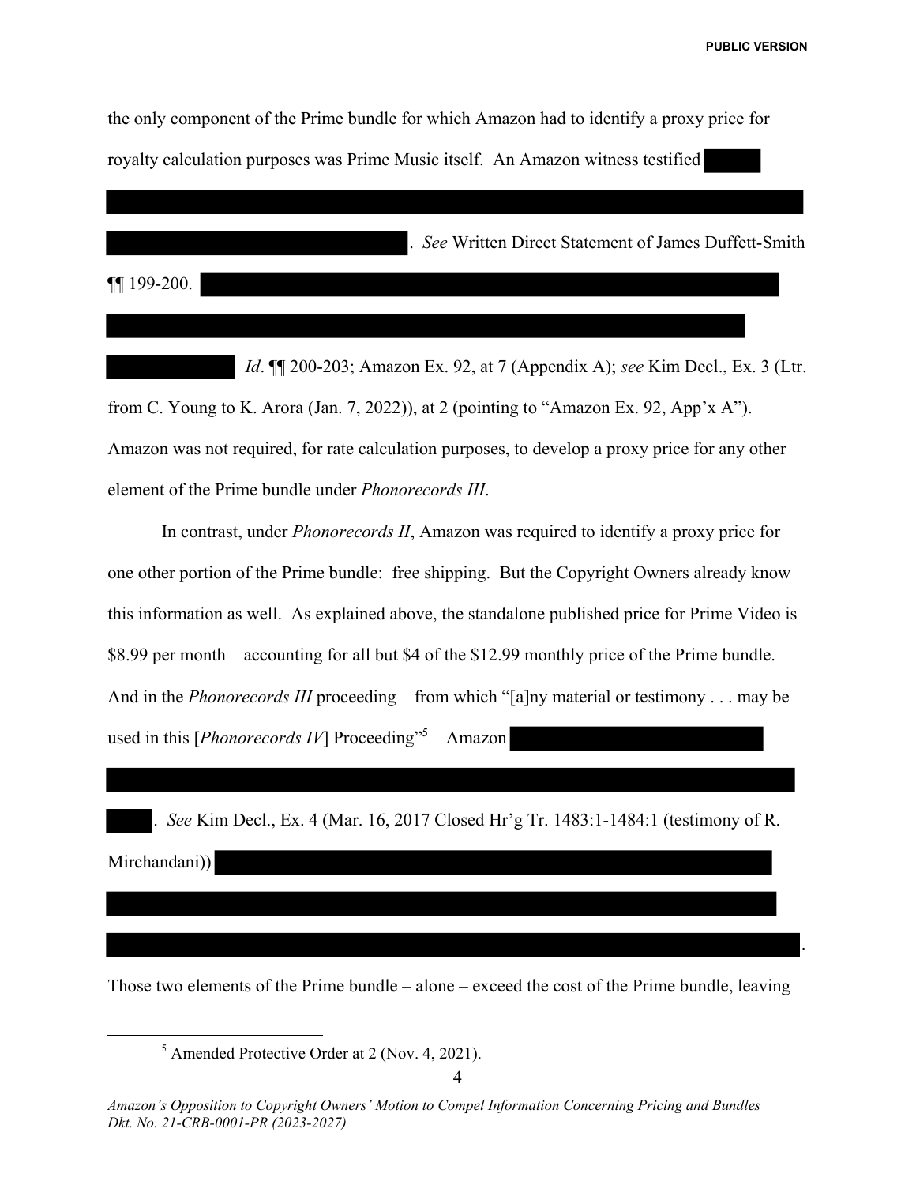the only component of the Prime bundle for which Amazon had to identify a proxy price for royalty calculation purposes was Prime Music itself. An Amazon witness testified . *See* Written Direct Statement of James Duffett-Smith ¶¶ 199-200. *Id*. ¶¶ 200-203; Amazon Ex. 92, at 7 (Appendix A); *see* Kim Decl., Ex. 3 (Ltr. from C. Young to K. Arora (Jan. 7, 2022)), at 2 (pointing to "Amazon Ex. 92, App'x A"). Amazon was not required, for rate calculation purposes, to develop a proxy price for any other element of the Prime bundle under *Phonorecords III*.

In contrast, under *Phonorecords II*, Amazon was required to identify a proxy price for one other portion of the Prime bundle: free shipping. But the Copyright Owners already know this information as well. As explained above, the standalone published price for Prime Video is $8.99 per month – accounting for all but $4 of the $12.99 monthly price of the Prime bundle. And in the *Phonorecords III* proceeding – from which "[a]ny material or testimony . . . may be used in this [*Phonorecords IV*] Proceeding"[5] – Amazon . *See* Kim Decl., Ex. 4 (Mar. 16, 2017 Closed Hr'g Tr. 1483:1-1484:1 (testimony of R. Mirchandani)) .

Those two elements of the Prime bundle – alone – exceed the cost of the Prime bundle, leaving

[5] Amended Protective Order at 2 (Nov. 4, 2021).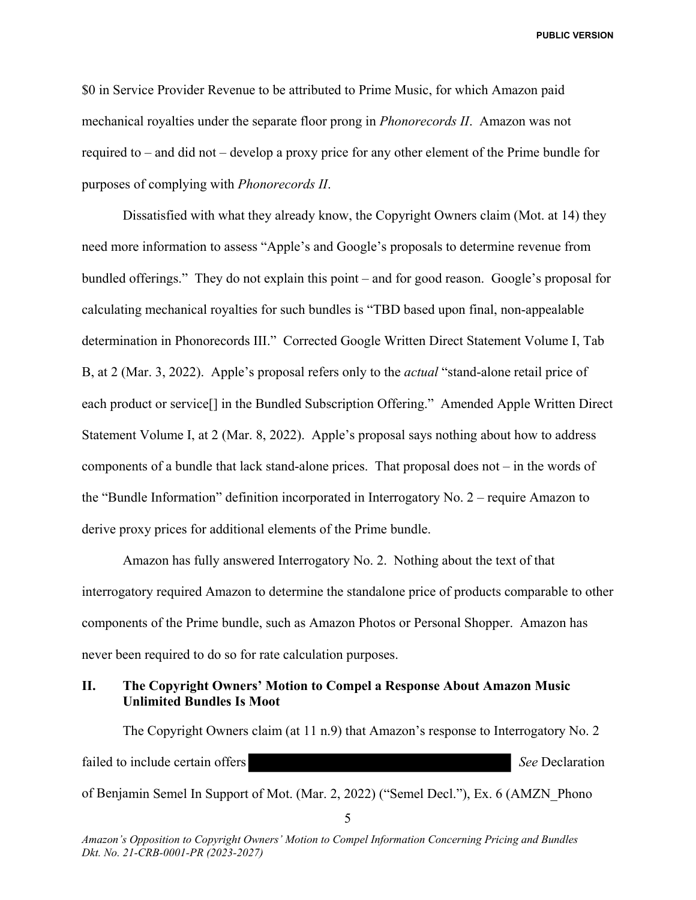$0 in Service Provider Revenue to be attributed to Prime Music, for which Amazon paid mechanical royalties under the separate floor prong in *Phonorecords II*. Amazon was not required to – and did not – develop a proxy price for any other element of the Prime bundle for purposes of complying with *Phonorecords II*.

Dissatisfied with what they already know, the Copyright Owners claim (Mot. at 14) they need more information to assess "Apple's and Google's proposals to determine revenue from bundled offerings." They do not explain this point – and for good reason. Google's proposal for calculating mechanical royalties for such bundles is "TBD based upon final, non-appealable determination in Phonorecords III." Corrected Google Written Direct Statement Volume I, Tab B, at 2 (Mar. 3, 2022). Apple's proposal refers only to the *actual* "stand-alone retail price of each product or service[] in the Bundled Subscription Offering." Amended Apple Written Direct Statement Volume I, at 2 (Mar. 8, 2022). Apple's proposal says nothing about how to address components of a bundle that lack stand-alone prices. That proposal does not – in the words of the "Bundle Information" definition incorporated in Interrogatory No. 2 – require Amazon to derive proxy prices for additional elements of the Prime bundle.

Amazon has fully answered Interrogatory No. 2. Nothing about the text of that interrogatory required Amazon to determine the standalone price of products comparable to other components of the Prime bundle, such as Amazon Photos or Personal Shopper. Amazon has never been required to do so for rate calculation purposes.

## II. The Copyright Owners' Motion to Compel a Response About Amazon Music Unlimited Bundles Is Moot

The Copyright Owners claim (at 11 n.9) that Amazon's response to Interrogatory No. 2 failed to include certain offers [REDACTED] *See* Declaration of Benjamin Semel In Support of Mot. (Mar. 2, 2022) ("Semel Decl."), Ex. 6 (AMZN_Phono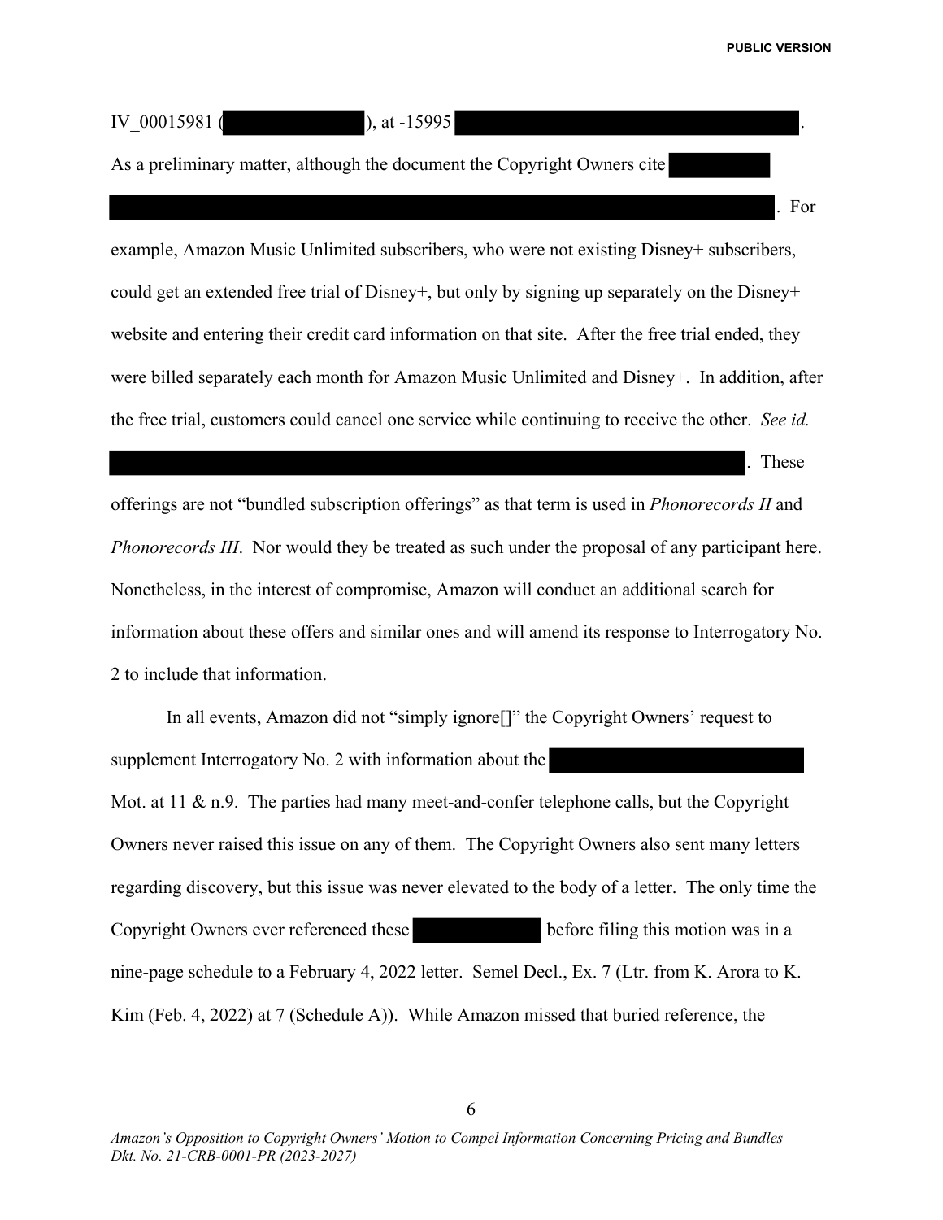IV_00015981 ( ██████████ ), at -15995 ████████████████████████████.

As a preliminary matter, although the document the Copyright Owners cite ████████ ██████████████████████████████████████████████████████████████. For example, Amazon Music Unlimited subscribers, who were not existing Disney+ subscribers, could get an extended free trial of Disney+, but only by signing up separately on the Disney+ website and entering their credit card information on that site. After the free trial ended, they were billed separately each month for Amazon Music Unlimited and Disney+. In addition, after the free trial, customers could cancel one service while continuing to receive the other. *See id.* ██████████████████████████████████████████████████████████. These offerings are not "bundled subscription offerings" as that term is used in *Phonorecords II* and *Phonorecords III*. Nor would they be treated as such under the proposal of any participant here. Nonetheless, in the interest of compromise, Amazon will conduct an additional search for information about these offers and similar ones and will amend its response to Interrogatory No. 2 to include that information.

In all events, Amazon did not "simply ignore[]" the Copyright Owners' request to supplement Interrogatory No. 2 with information about the ██████████████████████ Mot. at 11 & n.9. The parties had many meet-and-confer telephone calls, but the Copyright Owners never raised this issue on any of them. The Copyright Owners also sent many letters regarding discovery, but this issue was never elevated to the body of a letter. The only time the Copyright Owners ever referenced these ██████████ before filing this motion was in a nine-page schedule to a February 4, 2022 letter. Semel Decl., Ex. 7 (Ltr. from K. Arora to K. Kim (Feb. 4, 2022) at 7 (Schedule A)). While Amazon missed that buried reference, the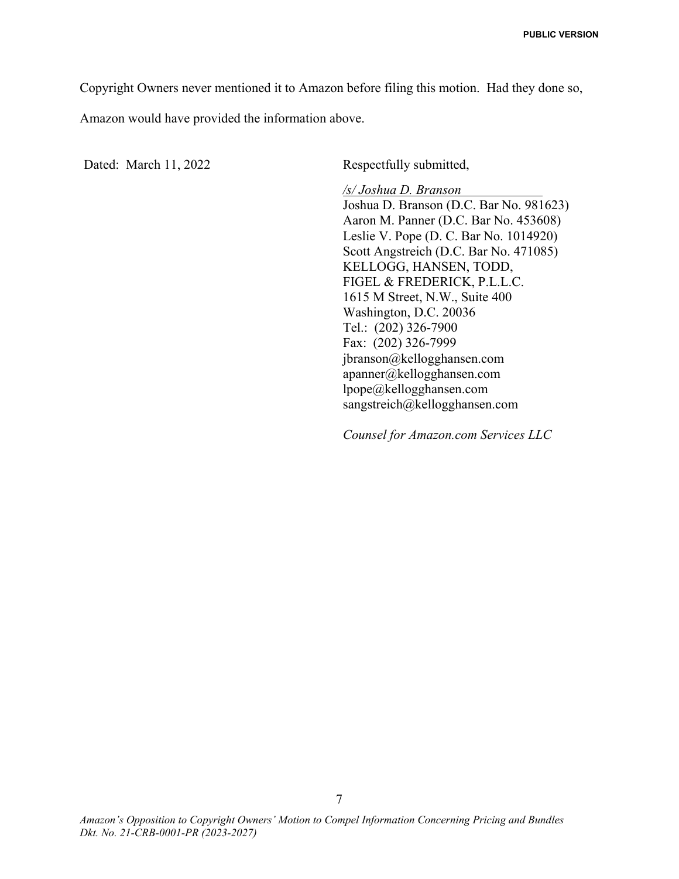Copyright Owners never mentioned it to Amazon before filing this motion. Had they done so, Amazon would have provided the information above.

Dated: March 11, 2022

Respectfully submitted,

*/s/ Joshua D. Branson*
Joshua D. Branson (D.C. Bar No. 981623)
Aaron M. Panner (D.C. Bar No. 453608)
Leslie V. Pope (D. C. Bar No. 1014920)
Scott Angstreich (D.C. Bar No. 471085)
KELLOGG, HANSEN, TODD,
FIGEL & FREDERICK, P.L.L.C.
1615 M Street, N.W., Suite 400
Washington, D.C. 20036
Tel.: (202) 326-7900
Fax: (202) 326-7999
jbranson@kellogghansen.com
apanner@kellogghansen.com
lpope@kellogghansen.com
sangstreich@kellogghansen.com

*Counsel for Amazon.com Services LLC*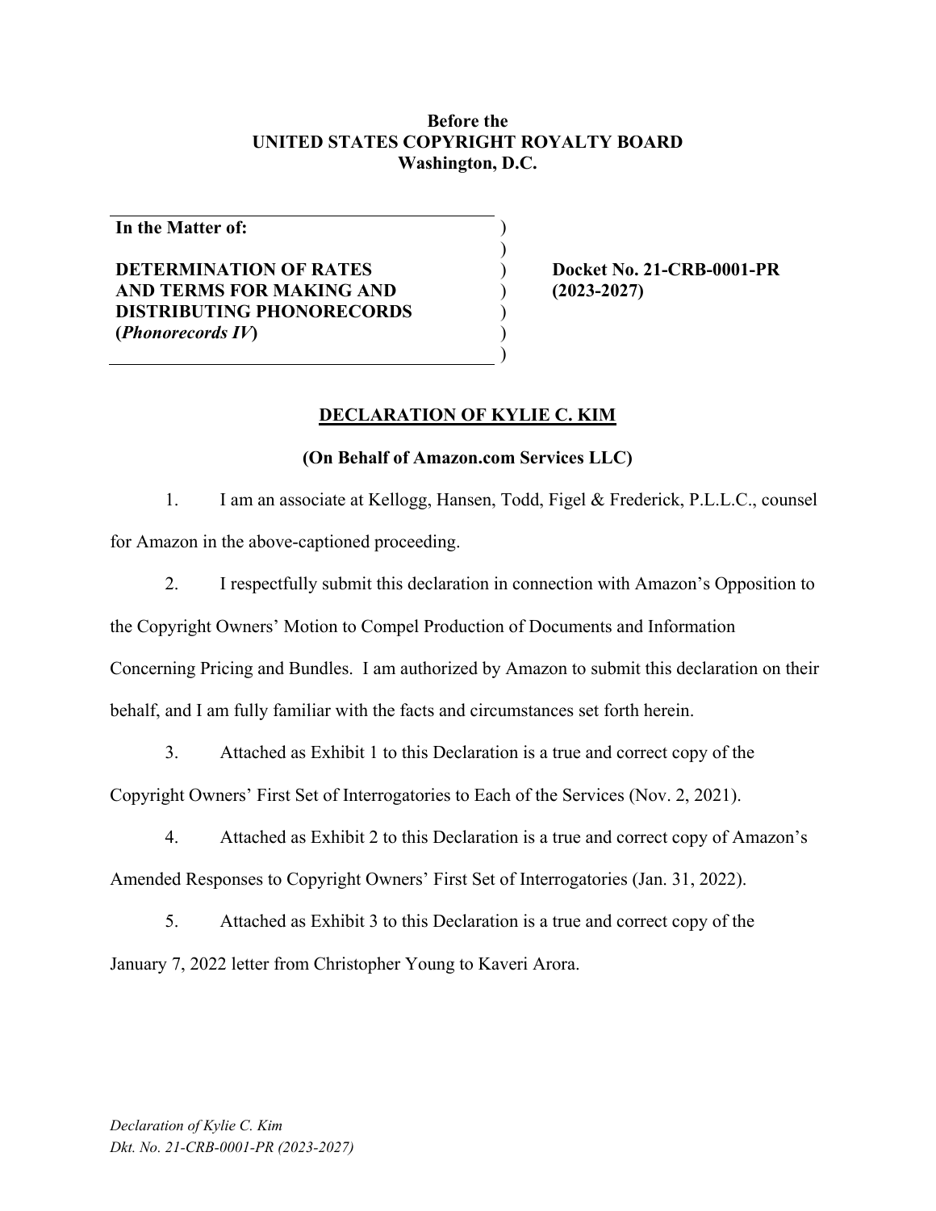**Before the**
**UNITED STATES COPYRIGHT ROYALTY BOARD**
**Washington, D.C.**

| | | |
|---|---|---|
| **In the Matter of:**<br><br>**DETERMINATION OF RATES AND TERMS FOR MAKING AND DISTRIBUTING PHONORECORDS (*Phonorecords IV*)** | ) | **Docket No. 21-CRB-0001-PR (2023-2027)** |

## DECLARATION OF KYLIE C. KIM

**(On Behalf of Amazon.com Services LLC)**

1. I am an associate at Kellogg, Hansen, Todd, Figel & Frederick, P.L.L.C., counsel for Amazon in the above-captioned proceeding.

2. I respectfully submit this declaration in connection with Amazon's Opposition to the Copyright Owners' Motion to Compel Production of Documents and Information Concerning Pricing and Bundles. I am authorized by Amazon to submit this declaration on their behalf, and I am fully familiar with the facts and circumstances set forth herein.

3. Attached as Exhibit 1 to this Declaration is a true and correct copy of the Copyright Owners' First Set of Interrogatories to Each of the Services (Nov. 2, 2021).

4. Attached as Exhibit 2 to this Declaration is a true and correct copy of Amazon's Amended Responses to Copyright Owners' First Set of Interrogatories (Jan. 31, 2022).

5. Attached as Exhibit 3 to this Declaration is a true and correct copy of the January 7, 2022 letter from Christopher Young to Kaveri Arora.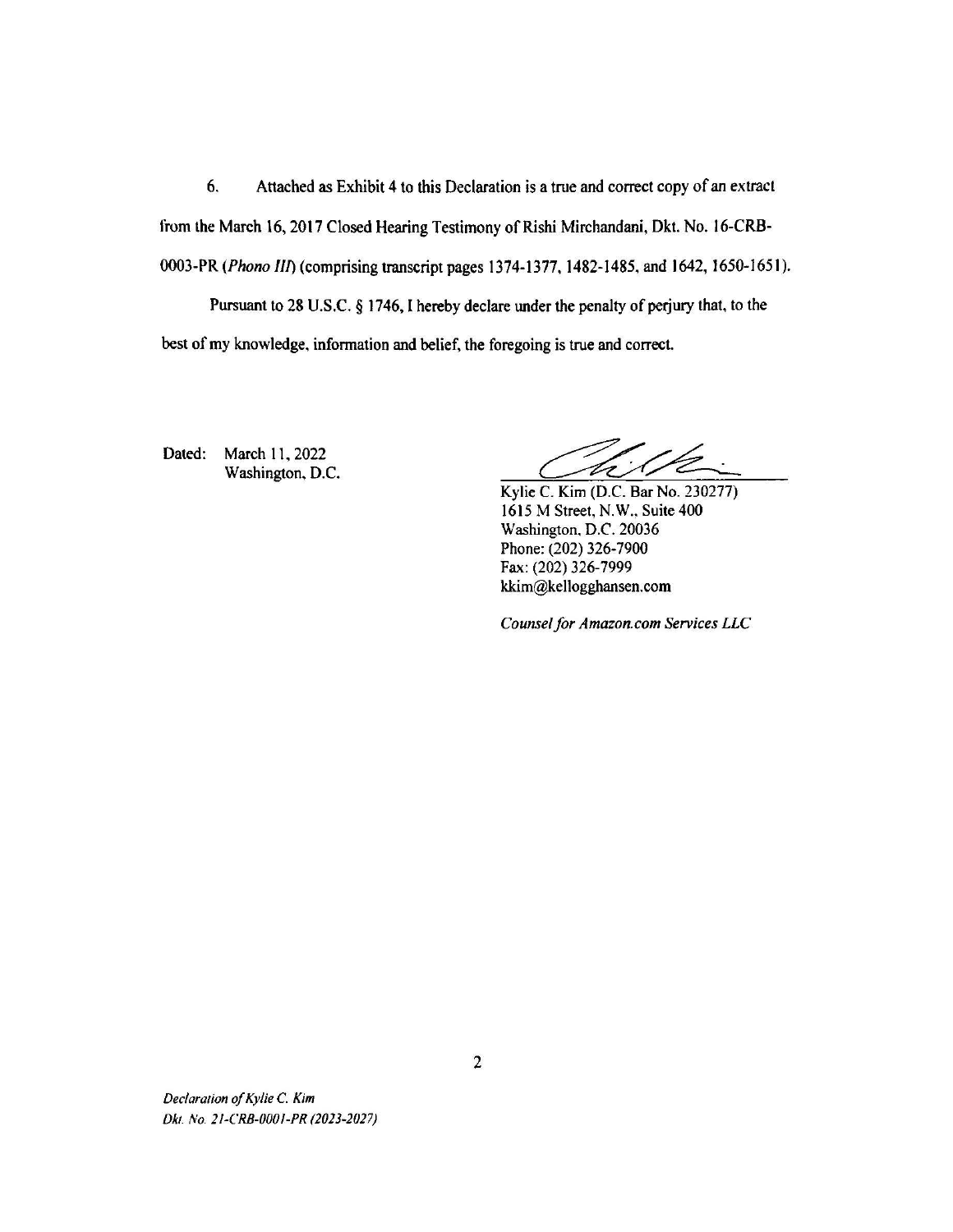6. Attached as Exhibit 4 to this Declaration is a true and correct copy of an extract from the March 16, 2017 Closed Hearing Testimony of Rishi Mirchandani, Dkt. No. 16-CRB-0003-PR (*Phono III*) (comprising transcript pages 1374-1377, 1482-1485, and 1642, 1650-1651).

Pursuant to 28 U.S.C. § 1746, I hereby declare under the penalty of perjury that, to the best of my knowledge, information and belief, the foregoing is true and correct.

Dated: March 11, 2022
Washington, D.C.

Kylie C. Kim (D.C. Bar No. 230277)
1615 M Street, N.W., Suite 400
Washington, D.C. 20036
Phone: (202) 326-7900
Fax: (202) 326-7999
kkim@kellogghansen.com

*Counsel for Amazon.com Services LLC*

*Declaration of Kylie C. Kim*
*Dkt. No. 21-CRB-0001-PR (2023-2027)*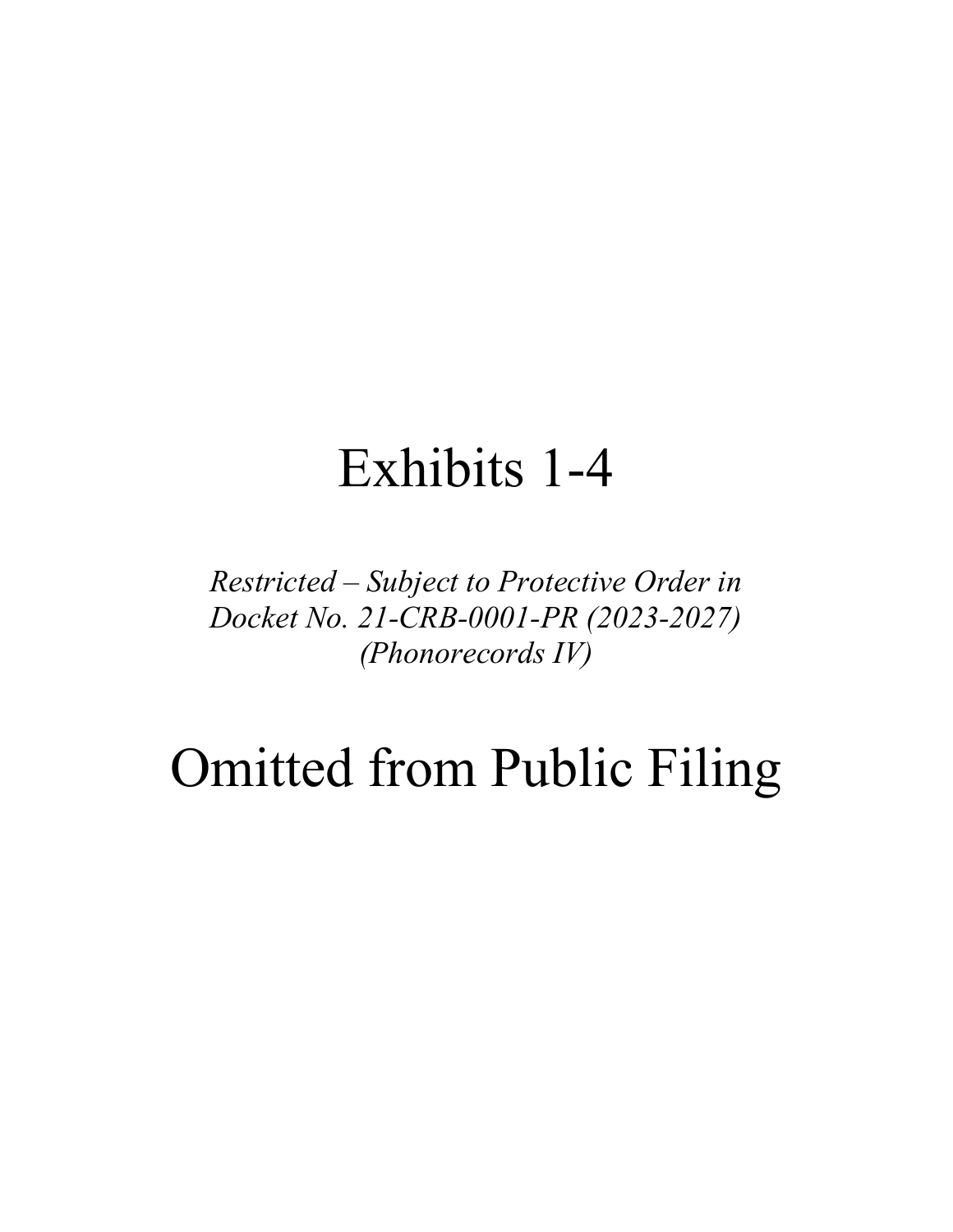# Exhibits 1-4

*Restricted – Subject to Protective Order in Docket No. 21-CRB-0001-PR (2023-2027) (Phonorecords IV)*

# Omitted from Public Filing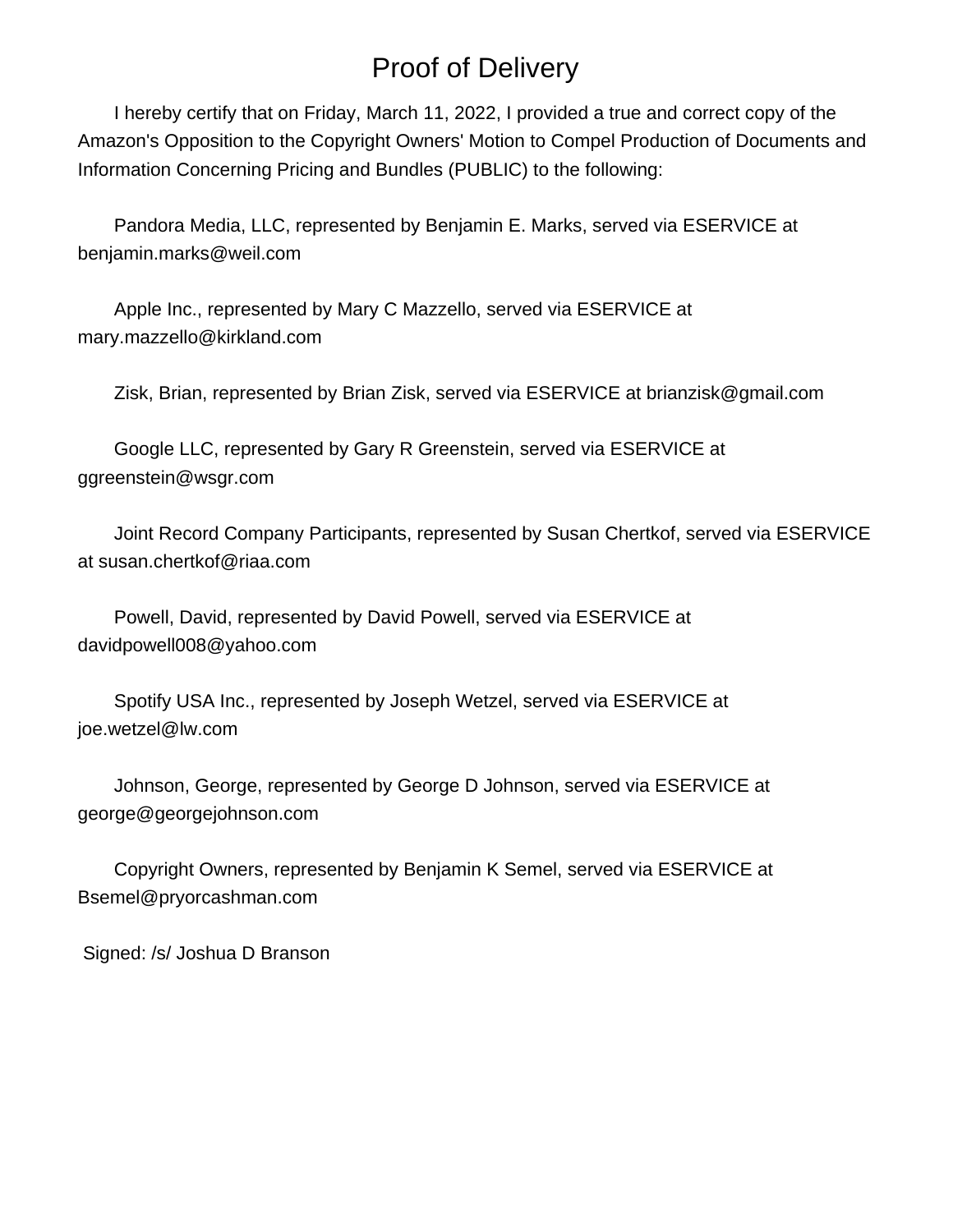# Proof of Delivery

I hereby certify that on Friday, March 11, 2022, I provided a true and correct copy of the Amazon's Opposition to the Copyright Owners' Motion to Compel Production of Documents and Information Concerning Pricing and Bundles (PUBLIC) to the following:

Pandora Media, LLC, represented by Benjamin E. Marks, served via ESERVICE at benjamin.marks@weil.com

Apple Inc., represented by Mary C Mazzello, served via ESERVICE at mary.mazzello@kirkland.com

Zisk, Brian, represented by Brian Zisk, served via ESERVICE at brianzisk@gmail.com

Google LLC, represented by Gary R Greenstein, served via ESERVICE at ggreenstein@wsgr.com

Joint Record Company Participants, represented by Susan Chertkof, served via ESERVICE at susan.chertkof@riaa.com

Powell, David, represented by David Powell, served via ESERVICE at davidpowell008@yahoo.com

Spotify USA Inc., represented by Joseph Wetzel, served via ESERVICE at joe.wetzel@lw.com

Johnson, George, represented by George D Johnson, served via ESERVICE at george@georgejohnson.com

Copyright Owners, represented by Benjamin K Semel, served via ESERVICE at Bsemel@pryorcashman.com

Signed: /s/ Joshua D Branson